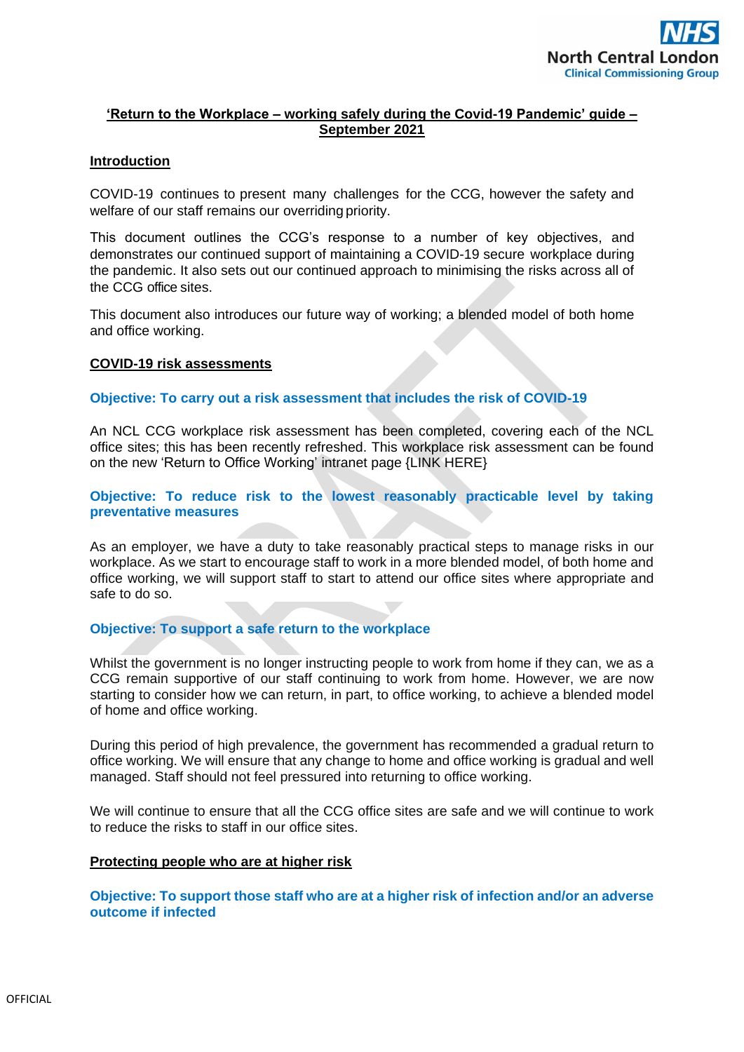# 'Return to the Workplace – working safely during the Covid-19 Pandemic' guide – September 2021

## Introduction

COVID-19 continues to present many challenges for the CCG, however the safety and welfare of our staff remains our overriding priority.

This document outlines the CCG's response to a number of key objectives, and demonstrates our continued support of maintaining a COVID-19 secure workplace during the pandemic. It also sets out our continued approach to minimising the risks across all of the CCG office sites.

This document also introduces our future way of working; a blended model of both home and office working.

## COVID-19 risk assessments

### Objective: To carry out a risk assessment that includes the risk of COVID-19

An NCL CCG workplace risk assessment has been completed, covering each of the NCL office sites; this has been recently refreshed. This workplace risk assessment can be found on the new 'Return to Office Working' intranet page {LINK HERE}

### Objective: To reduce risk to the lowest reasonably practicable level by taking preventative measures

As an employer, we have a duty to take reasonably practical steps to manage risks in our workplace. As we start to encourage staff to work in a more blended model, of both home and office working, we will support staff to start to attend our office sites where appropriate and safe to do so.

### Objective: To support a safe return to the workplace

Whilst the government is no longer instructing people to work from home if they can, we as a CCG remain supportive of our staff continuing to work from home. However, we are now starting to consider how we can return, in part, to office working, to achieve a blended model of home and office working.

During this period of high prevalence, the government has recommended a gradual return to office working. We will ensure that any change to home and office working is gradual and well managed. Staff should not feel pressured into returning to office working.

We will continue to ensure that all the CCG office sites are safe and we will continue to work to reduce the risks to staff in our office sites.

## Protecting people who are at higher risk

### Objective: To support those staff who are at a higher risk of infection and/or an adverse outcome if infected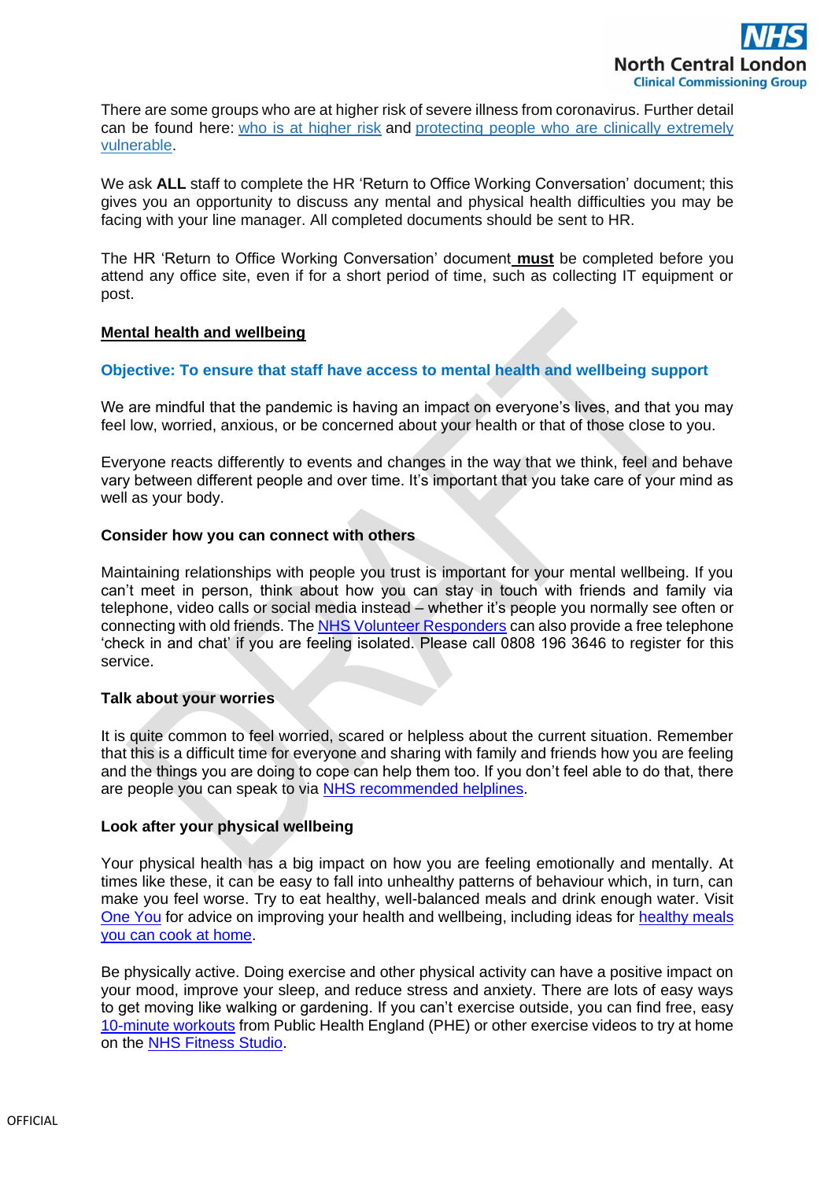There are some groups who are at higher risk of severe illness from coronavirus. Further detail can be found here: who is at higher risk and protecting people who are clinically extremely vulnerable.

We ask **ALL** staff to complete the HR 'Return to Office Working Conversation' document; this gives you an opportunity to discuss any mental and physical health difficulties you may be facing with your line manager. All completed documents should be sent to HR.

The HR 'Return to Office Working Conversation' document **must** be completed before you attend any office site, even if for a short period of time, such as collecting IT equipment or post.

## Mental health and wellbeing

**Objective: To ensure that staff have access to mental health and wellbeing support**

We are mindful that the pandemic is having an impact on everyone's lives, and that you may feel low, worried, anxious, or be concerned about your health or that of those close to you.

Everyone reacts differently to events and changes in the way that we think, feel and behave vary between different people and over time. It's important that you take care of your mind as well as your body.

### Consider how you can connect with others

Maintaining relationships with people you trust is important for your mental wellbeing. If you can't meet in person, think about how you can stay in touch with friends and family via telephone, video calls or social media instead – whether it's people you normally see often or connecting with old friends. The NHS Volunteer Responders can also provide a free telephone 'check in and chat' if you are feeling isolated. Please call 0808 196 3646 to register for this service.

### Talk about your worries

It is quite common to feel worried, scared or helpless about the current situation. Remember that this is a difficult time for everyone and sharing with family and friends how you are feeling and the things you are doing to cope can help them too. If you don't feel able to do that, there are people you can speak to via NHS recommended helplines.

### Look after your physical wellbeing

Your physical health has a big impact on how you are feeling emotionally and mentally. At times like these, it can be easy to fall into unhealthy patterns of behaviour which, in turn, can make you feel worse. Try to eat healthy, well-balanced meals and drink enough water. Visit One You for advice on improving your health and wellbeing, including ideas for healthy meals you can cook at home.

Be physically active. Doing exercise and other physical activity can have a positive impact on your mood, improve your sleep, and reduce stress and anxiety. There are lots of easy ways to get moving like walking or gardening. If you can't exercise outside, you can find free, easy 10-minute workouts from Public Health England (PHE) or other exercise videos to try at home on the NHS Fitness Studio.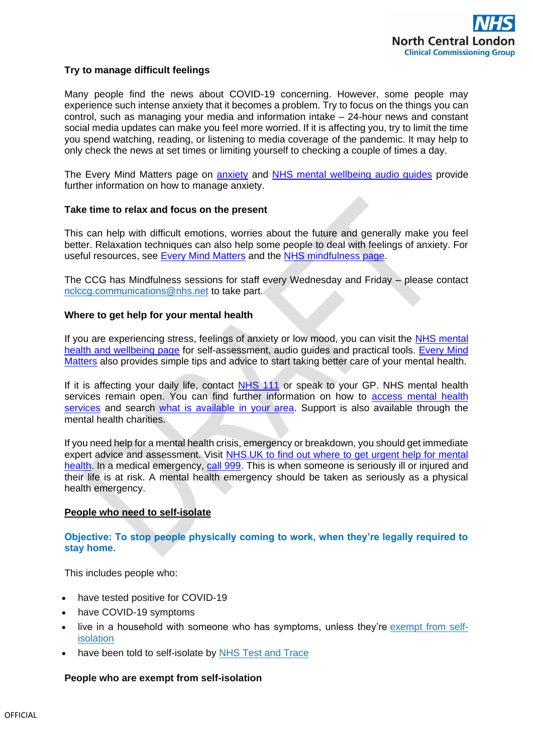**Try to manage difficult feelings**

Many people find the news about COVID-19 concerning. However, some people may experience such intense anxiety that it becomes a problem. Try to focus on the things you can control, such as managing your media and information intake – 24-hour news and constant social media updates can make you feel more worried. If it is affecting you, try to limit the time you spend watching, reading, or listening to media coverage of the pandemic. It may help to only check the news at set times or limiting yourself to checking a couple of times a day.

The Every Mind Matters page on anxiety and NHS mental wellbeing audio guides provide further information on how to manage anxiety.

**Take time to relax and focus on the present**

This can help with difficult emotions, worries about the future and generally make you feel better. Relaxation techniques can also help some people to deal with feelings of anxiety. For useful resources, see Every Mind Matters and the NHS mindfulness page.

The CCG has Mindfulness sessions for staff every Wednesday and Friday – please contact nclccg.communications@nhs.net to take part.

**Where to get help for your mental health**

If you are experiencing stress, feelings of anxiety or low mood, you can visit the NHS mental health and wellbeing page for self-assessment, audio guides and practical tools. Every Mind Matters also provides simple tips and advice to start taking better care of your mental health.

If it is affecting your daily life, contact NHS 111 or speak to your GP. NHS mental health services remain open. You can find further information on how to access mental health services and search what is available in your area. Support is also available through the mental health charities.

If you need help for a mental health crisis, emergency or breakdown, you should get immediate expert advice and assessment. Visit NHS.UK to find out where to get urgent help for mental health. In a medical emergency, call 999. This is when someone is seriously ill or injured and their life is at risk. A mental health emergency should be taken as seriously as a physical health emergency.

**People who need to self-isolate**

**Objective: To stop people physically coming to work, when they're legally required to stay home.**

This includes people who:

- have tested positive for COVID-19
- have COVID-19 symptoms
- live in a household with someone who has symptoms, unless they're exempt from self-isolation
- have been told to self-isolate by NHS Test and Trace

**People who are exempt from self-isolation**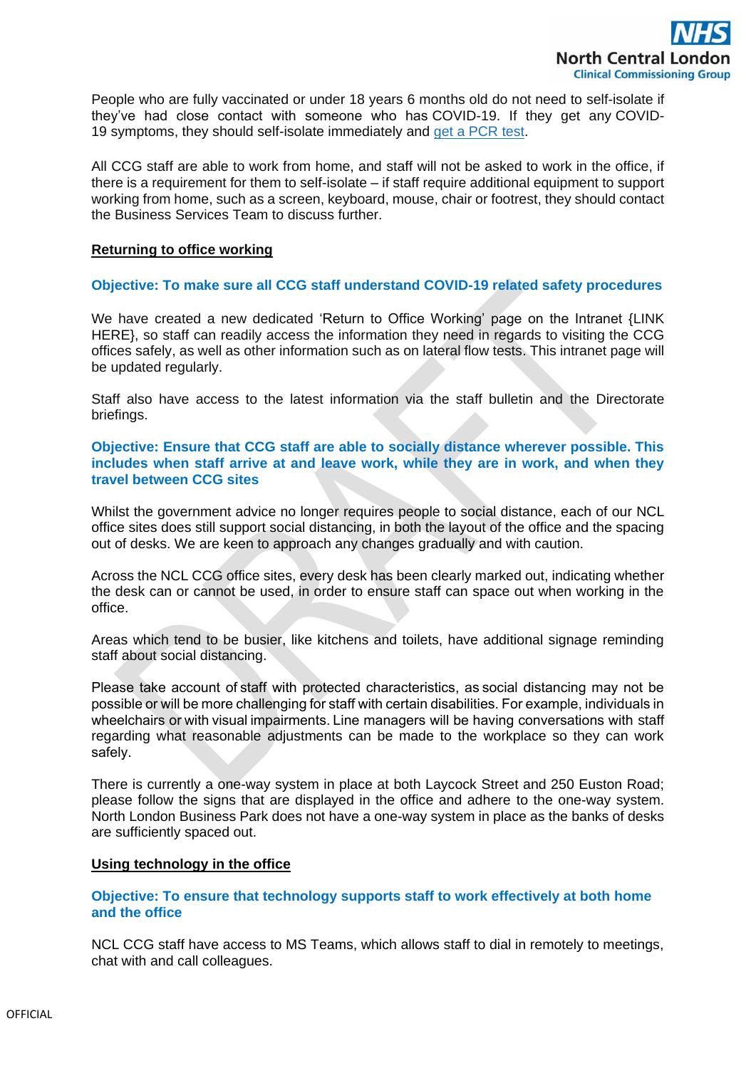People who are fully vaccinated or under 18 years 6 months old do not need to self-isolate if they've had close contact with someone who has COVID-19. If they get any COVID-19 symptoms, they should self-isolate immediately and [get a PCR test](#).

All CCG staff are able to work from home, and staff will not be asked to work in the office, if there is a requirement for them to self-isolate – if staff require additional equipment to support working from home, such as a screen, keyboard, mouse, chair or footrest, they should contact the Business Services Team to discuss further.

## Returning to office working

### Objective: To make sure all CCG staff understand COVID-19 related safety procedures

We have created a new dedicated 'Return to Office Working' page on the Intranet {LINK HERE}, so staff can readily access the information they need in regards to visiting the CCG offices safely, as well as other information such as on lateral flow tests. This intranet page will be updated regularly.

Staff also have access to the latest information via the staff bulletin and the Directorate briefings.

### Objective: Ensure that CCG staff are able to socially distance wherever possible. This includes when staff arrive at and leave work, while they are in work, and when they travel between CCG sites

Whilst the government advice no longer requires people to social distance, each of our NCL office sites does still support social distancing, in both the layout of the office and the spacing out of desks. We are keen to approach any changes gradually and with caution.

Across the NCL CCG office sites, every desk has been clearly marked out, indicating whether the desk can or cannot be used, in order to ensure staff can space out when working in the office.

Areas which tend to be busier, like kitchens and toilets, have additional signage reminding staff about social distancing.

Please take account of staff with protected characteristics, as social distancing may not be possible or will be more challenging for staff with certain disabilities. For example, individuals in wheelchairs or with visual impairments. Line managers will be having conversations with staff regarding what reasonable adjustments can be made to the workplace so they can work safely.

There is currently a one-way system in place at both Laycock Street and 250 Euston Road; please follow the signs that are displayed in the office and adhere to the one-way system. North London Business Park does not have a one-way system in place as the banks of desks are sufficiently spaced out.

## Using technology in the office

### Objective: To ensure that technology supports staff to work effectively at both home and the office

NCL CCG staff have access to MS Teams, which allows staff to dial in remotely to meetings, chat with and call colleagues.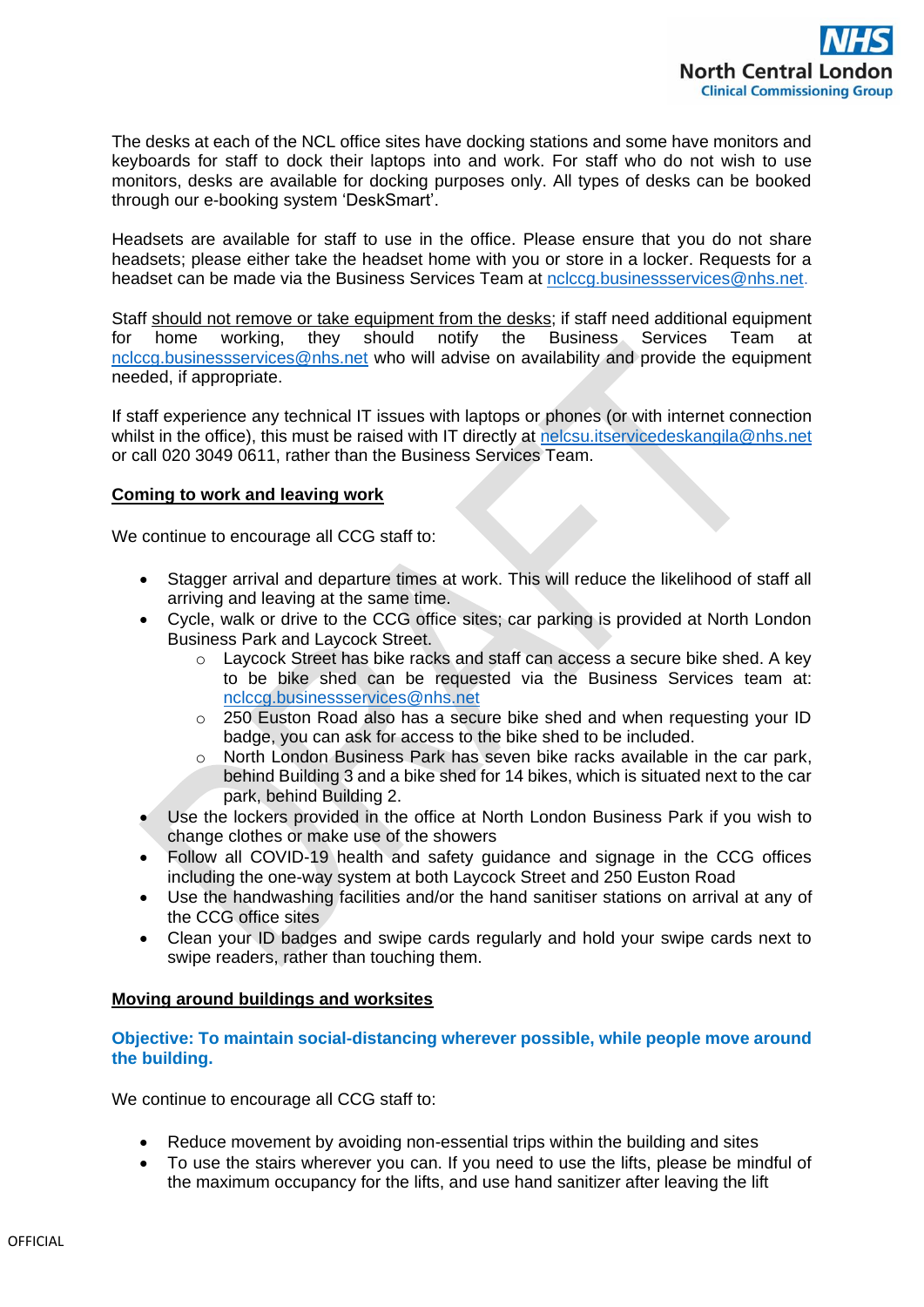The desks at each of the NCL office sites have docking stations and some have monitors and keyboards for staff to dock their laptops into and work. For staff who do not wish to use monitors, desks are available for docking purposes only. All types of desks can be booked through our e-booking system 'DeskSmart'.

Headsets are available for staff to use in the office. Please ensure that you do not share headsets; please either take the headset home with you or store in a locker. Requests for a headset can be made via the Business Services Team at nclccg.businessservices@nhs.net.

Staff should not remove or take equipment from the desks; if staff need additional equipment for home working, they should notify the Business Services Team at nclccg.businessservices@nhs.net who will advise on availability and provide the equipment needed, if appropriate.

If staff experience any technical IT issues with laptops or phones (or with internet connection whilst in the office), this must be raised with IT directly at nelcsu.itservicedeskangila@nhs.net or call 020 3049 0611, rather than the Business Services Team.

**Coming to work and leaving work**

We continue to encourage all CCG staff to:

- Stagger arrival and departure times at work. This will reduce the likelihood of staff all arriving and leaving at the same time.
- Cycle, walk or drive to the CCG office sites; car parking is provided at North London Business Park and Laycock Street.
  - Laycock Street has bike racks and staff can access a secure bike shed. A key to be bike shed can be requested via the Business Services team at: nclccg.businessservices@nhs.net
  - 250 Euston Road also has a secure bike shed and when requesting your ID badge, you can ask for access to the bike shed to be included.
  - North London Business Park has seven bike racks available in the car park, behind Building 3 and a bike shed for 14 bikes, which is situated next to the car park, behind Building 2.
- Use the lockers provided in the office at North London Business Park if you wish to change clothes or make use of the showers
- Follow all COVID-19 health and safety guidance and signage in the CCG offices including the one-way system at both Laycock Street and 250 Euston Road
- Use the handwashing facilities and/or the hand sanitiser stations on arrival at any of the CCG office sites
- Clean your ID badges and swipe cards regularly and hold your swipe cards next to swipe readers, rather than touching them.

**Moving around buildings and worksites**

**Objective: To maintain social-distancing wherever possible, while people move around the building.**

We continue to encourage all CCG staff to:

- Reduce movement by avoiding non-essential trips within the building and sites
- To use the stairs wherever you can. If you need to use the lifts, please be mindful of the maximum occupancy for the lifts, and use hand sanitizer after leaving the lift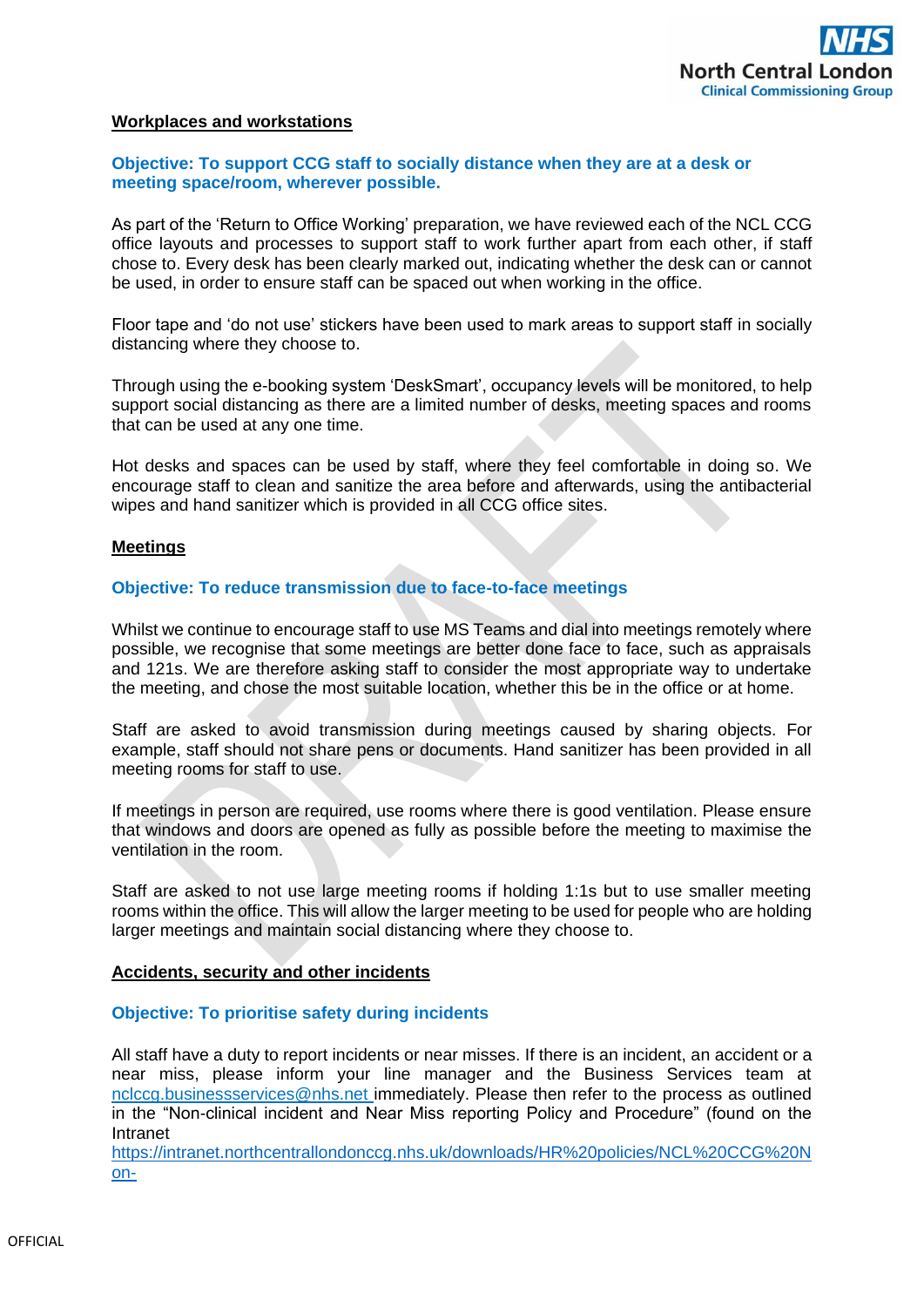**Workplaces and workstations**

**Objective: To support CCG staff to socially distance when they are at a desk or meeting space/room, wherever possible.**

As part of the 'Return to Office Working' preparation, we have reviewed each of the NCL CCG office layouts and processes to support staff to work further apart from each other, if staff chose to. Every desk has been clearly marked out, indicating whether the desk can or cannot be used, in order to ensure staff can be spaced out when working in the office.

Floor tape and 'do not use' stickers have been used to mark areas to support staff in socially distancing where they choose to.

Through using the e-booking system 'DeskSmart', occupancy levels will be monitored, to help support social distancing as there are a limited number of desks, meeting spaces and rooms that can be used at any one time.

Hot desks and spaces can be used by staff, where they feel comfortable in doing so. We encourage staff to clean and sanitize the area before and afterwards, using the antibacterial wipes and hand sanitizer which is provided in all CCG office sites.

**Meetings**

**Objective: To reduce transmission due to face-to-face meetings**

Whilst we continue to encourage staff to use MS Teams and dial into meetings remotely where possible, we recognise that some meetings are better done face to face, such as appraisals and 121s. We are therefore asking staff to consider the most appropriate way to undertake the meeting, and chose the most suitable location, whether this be in the office or at home.

Staff are asked to avoid transmission during meetings caused by sharing objects. For example, staff should not share pens or documents. Hand sanitizer has been provided in all meeting rooms for staff to use.

If meetings in person are required, use rooms where there is good ventilation. Please ensure that windows and doors are opened as fully as possible before the meeting to maximise the ventilation in the room.

Staff are asked to not use large meeting rooms if holding 1:1s but to use smaller meeting rooms within the office. This will allow the larger meeting to be used for people who are holding larger meetings and maintain social distancing where they choose to.

**Accidents, security and other incidents**

**Objective: To prioritise safety during incidents**

All staff have a duty to report incidents or near misses. If there is an incident, an accident or a near miss, please inform your line manager and the Business Services team at nclccg.businessservices@nhs.net immediately. Please then refer to the process as outlined in the "Non-clinical incident and Near Miss reporting Policy and Procedure" (found on the Intranet
https://intranet.northcentrallondonccg.nhs.uk/downloads/HR%20policies/NCL%20CCG%20Non-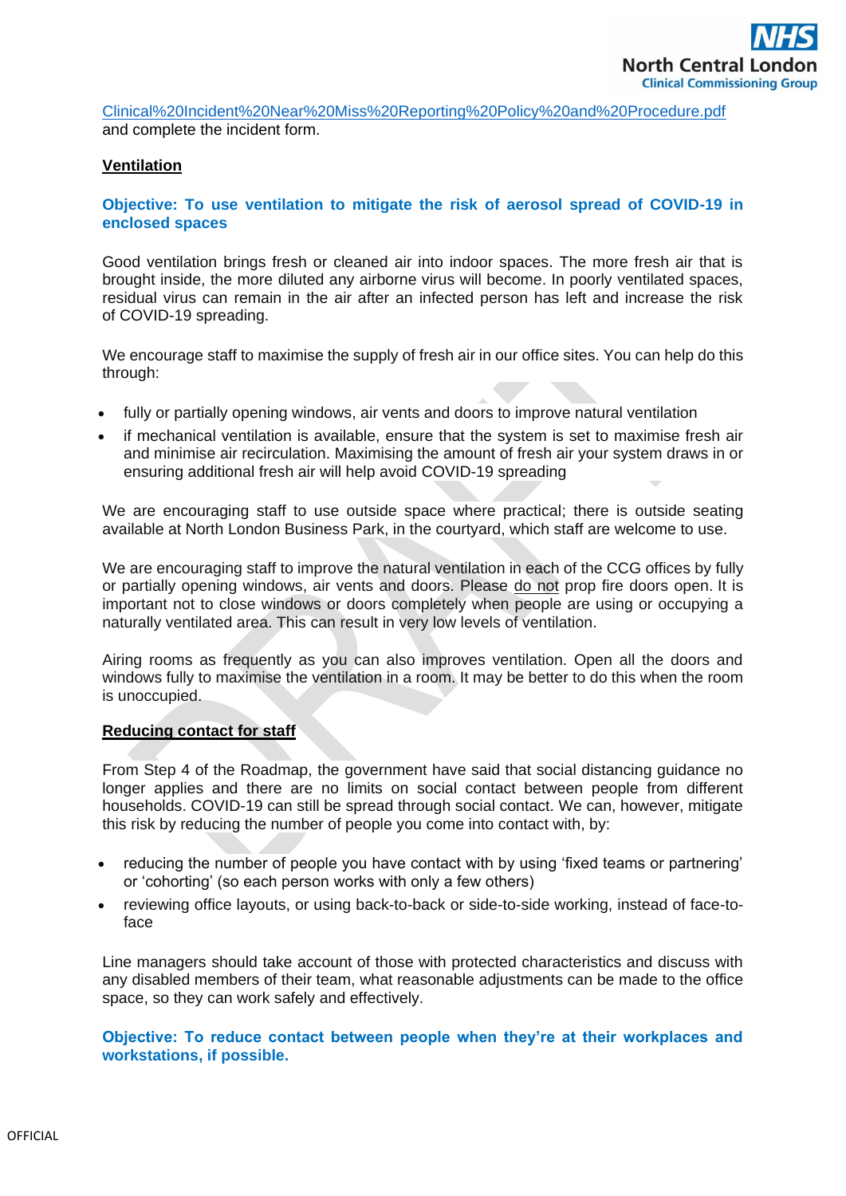Clinical%20Incident%20Near%20Miss%20Reporting%20Policy%20and%20Procedure.pdf and complete the incident form.

## Ventilation

**Objective: To use ventilation to mitigate the risk of aerosol spread of COVID-19 in enclosed spaces**

Good ventilation brings fresh or cleaned air into indoor spaces. The more fresh air that is brought inside, the more diluted any airborne virus will become. In poorly ventilated spaces, residual virus can remain in the air after an infected person has left and increase the risk of COVID-19 spreading.

We encourage staff to maximise the supply of fresh air in our office sites. You can help do this through:

- fully or partially opening windows, air vents and doors to improve natural ventilation
- if mechanical ventilation is available, ensure that the system is set to maximise fresh air and minimise air recirculation. Maximising the amount of fresh air your system draws in or ensuring additional fresh air will help avoid COVID-19 spreading

We are encouraging staff to use outside space where practical; there is outside seating available at North London Business Park, in the courtyard, which staff are welcome to use.

We are encouraging staff to improve the natural ventilation in each of the CCG offices by fully or partially opening windows, air vents and doors. Please do not prop fire doors open. It is important not to close windows or doors completely when people are using or occupying a naturally ventilated area. This can result in very low levels of ventilation.

Airing rooms as frequently as you can also improves ventilation. Open all the doors and windows fully to maximise the ventilation in a room. It may be better to do this when the room is unoccupied.

## Reducing contact for staff

From Step 4 of the Roadmap, the government have said that social distancing guidance no longer applies and there are no limits on social contact between people from different households. COVID-19 can still be spread through social contact. We can, however, mitigate this risk by reducing the number of people you come into contact with, by:

- reducing the number of people you have contact with by using 'fixed teams or partnering' or 'cohorting' (so each person works with only a few others)
- reviewing office layouts, or using back-to-back or side-to-side working, instead of face-to-face

Line managers should take account of those with protected characteristics and discuss with any disabled members of their team, what reasonable adjustments can be made to the office space, so they can work safely and effectively.

**Objective: To reduce contact between people when they're at their workplaces and workstations, if possible.**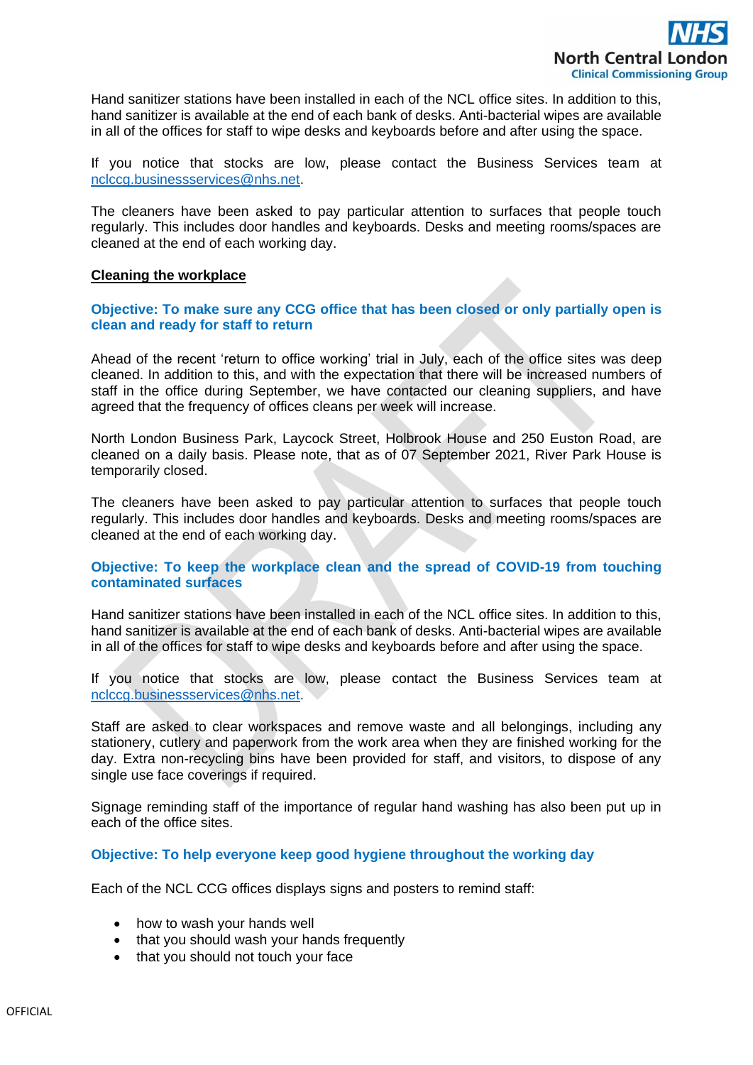Hand sanitizer stations have been installed in each of the NCL office sites. In addition to this, hand sanitizer is available at the end of each bank of desks. Anti-bacterial wipes are available in all of the offices for staff to wipe desks and keyboards before and after using the space.

If you notice that stocks are low, please contact the Business Services team at nclccg.businessservices@nhs.net.

The cleaners have been asked to pay particular attention to surfaces that people touch regularly. This includes door handles and keyboards. Desks and meeting rooms/spaces are cleaned at the end of each working day.

## Cleaning the workplace

### Objective: To make sure any CCG office that has been closed or only partially open is clean and ready for staff to return

Ahead of the recent 'return to office working' trial in July, each of the office sites was deep cleaned. In addition to this, and with the expectation that there will be increased numbers of staff in the office during September, we have contacted our cleaning suppliers, and have agreed that the frequency of offices cleans per week will increase.

North London Business Park, Laycock Street, Holbrook House and 250 Euston Road, are cleaned on a daily basis. Please note, that as of 07 September 2021, River Park House is temporarily closed.

The cleaners have been asked to pay particular attention to surfaces that people touch regularly. This includes door handles and keyboards. Desks and meeting rooms/spaces are cleaned at the end of each working day.

### Objective: To keep the workplace clean and the spread of COVID-19 from touching contaminated surfaces

Hand sanitizer stations have been installed in each of the NCL office sites. In addition to this, hand sanitizer is available at the end of each bank of desks. Anti-bacterial wipes are available in all of the offices for staff to wipe desks and keyboards before and after using the space.

If you notice that stocks are low, please contact the Business Services team at nclccg.businessservices@nhs.net.

Staff are asked to clear workspaces and remove waste and all belongings, including any stationery, cutlery and paperwork from the work area when they are finished working for the day. Extra non-recycling bins have been provided for staff, and visitors, to dispose of any single use face coverings if required.

Signage reminding staff of the importance of regular hand washing has also been put up in each of the office sites.

### Objective: To help everyone keep good hygiene throughout the working day

Each of the NCL CCG offices displays signs and posters to remind staff:

- how to wash your hands well
- that you should wash your hands frequently
- that you should not touch your face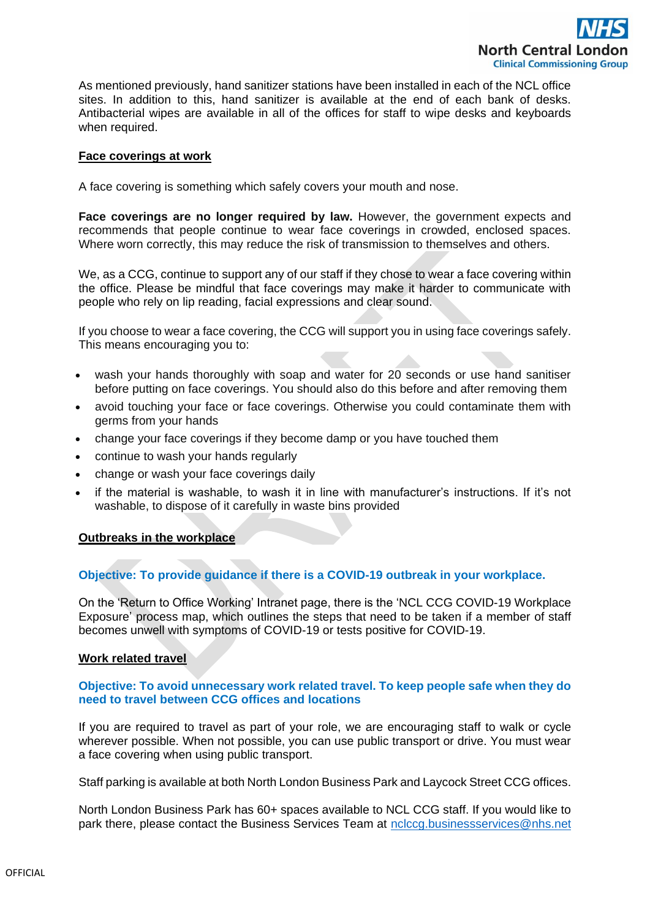As mentioned previously, hand sanitizer stations have been installed in each of the NCL office sites. In addition to this, hand sanitizer is available at the end of each bank of desks. Antibacterial wipes are available in all of the offices for staff to wipe desks and keyboards when required.

## Face coverings at work

A face covering is something which safely covers your mouth and nose.

**Face coverings are no longer required by law.** However, the government expects and recommends that people continue to wear face coverings in crowded, enclosed spaces. Where worn correctly, this may reduce the risk of transmission to themselves and others.

We, as a CCG, continue to support any of our staff if they chose to wear a face covering within the office. Please be mindful that face coverings may make it harder to communicate with people who rely on lip reading, facial expressions and clear sound.

If you choose to wear a face covering, the CCG will support you in using face coverings safely. This means encouraging you to:

- wash your hands thoroughly with soap and water for 20 seconds or use hand sanitiser before putting on face coverings. You should also do this before and after removing them
- avoid touching your face or face coverings. Otherwise you could contaminate them with germs from your hands
- change your face coverings if they become damp or you have touched them
- continue to wash your hands regularly
- change or wash your face coverings daily
- if the material is washable, to wash it in line with manufacturer's instructions. If it's not washable, to dispose of it carefully in waste bins provided

## Outbreaks in the workplace

**Objective: To provide guidance if there is a COVID-19 outbreak in your workplace.**

On the 'Return to Office Working' Intranet page, there is the 'NCL CCG COVID-19 Workplace Exposure' process map, which outlines the steps that need to be taken if a member of staff becomes unwell with symptoms of COVID-19 or tests positive for COVID-19.

## Work related travel

**Objective: To avoid unnecessary work related travel. To keep people safe when they do need to travel between CCG offices and locations**

If you are required to travel as part of your role, we are encouraging staff to walk or cycle wherever possible. When not possible, you can use public transport or drive. You must wear a face covering when using public transport.

Staff parking is available at both North London Business Park and Laycock Street CCG offices.

North London Business Park has 60+ spaces available to NCL CCG staff. If you would like to park there, please contact the Business Services Team at nclccg.businessservices@nhs.net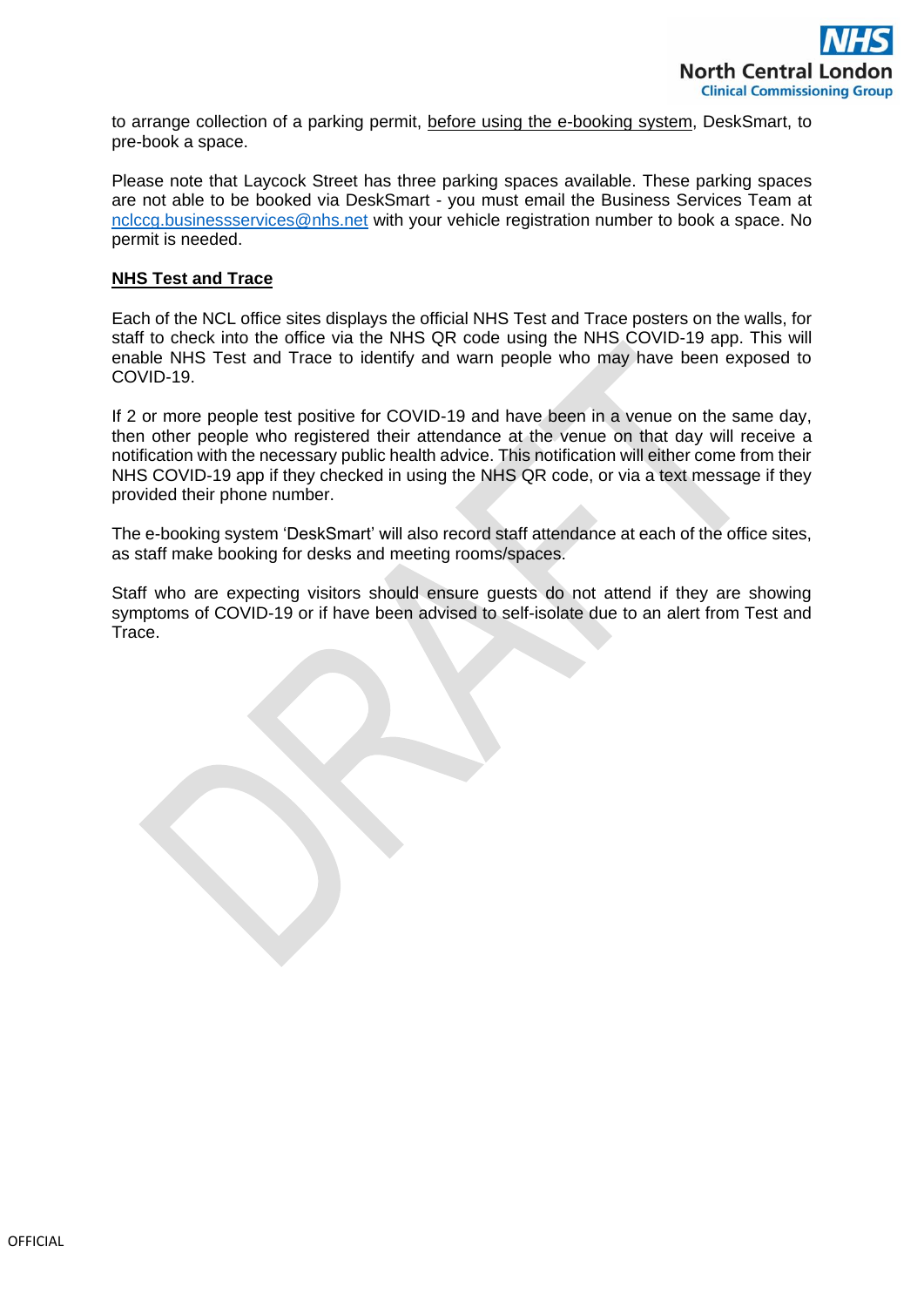to arrange collection of a parking permit, before using the e-booking system, DeskSmart, to pre-book a space.

Please note that Laycock Street has three parking spaces available. These parking spaces are not able to be booked via DeskSmart - you must email the Business Services Team at nclccg.businessservices@nhs.net with your vehicle registration number to book a space. No permit is needed.

**NHS Test and Trace**

Each of the NCL office sites displays the official NHS Test and Trace posters on the walls, for staff to check into the office via the NHS QR code using the NHS COVID-19 app. This will enable NHS Test and Trace to identify and warn people who may have been exposed to COVID-19.

If 2 or more people test positive for COVID-19 and have been in a venue on the same day, then other people who registered their attendance at the venue on that day will receive a notification with the necessary public health advice. This notification will either come from their NHS COVID-19 app if they checked in using the NHS QR code, or via a text message if they provided their phone number.

The e-booking system 'DeskSmart' will also record staff attendance at each of the office sites, as staff make booking for desks and meeting rooms/spaces.

Staff who are expecting visitors should ensure guests do not attend if they are showing symptoms of COVID-19 or if have been advised to self-isolate due to an alert from Test and Trace.